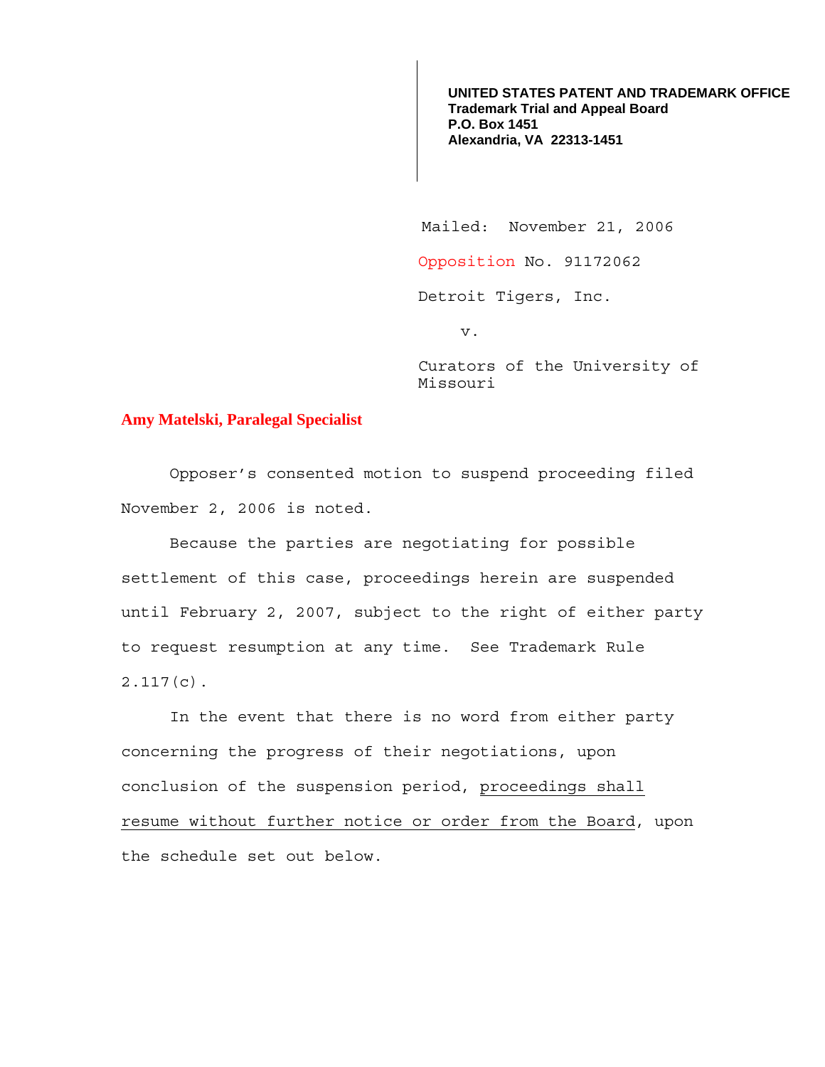**UNITED STATES PATENT AND TRADEMARK OFFICE**
**Trademark Trial and Appeal Board**
**P.O. Box 1451**
**Alexandria, VA 22313-1451**

Mailed: November 21, 2006

Opposition No. 91172062

Detroit Tigers, Inc.

v.

Curators of the University of Missouri

**Amy Matelski, Paralegal Specialist**

Opposer's consented motion to suspend proceeding filed November 2, 2006 is noted.

Because the parties are negotiating for possible settlement of this case, proceedings herein are suspended until February 2, 2007, subject to the right of either party to request resumption at any time. See Trademark Rule 2.117(c).

In the event that there is no word from either party concerning the progress of their negotiations, upon conclusion of the suspension period, proceedings shall resume without further notice or order from the Board, upon the schedule set out below.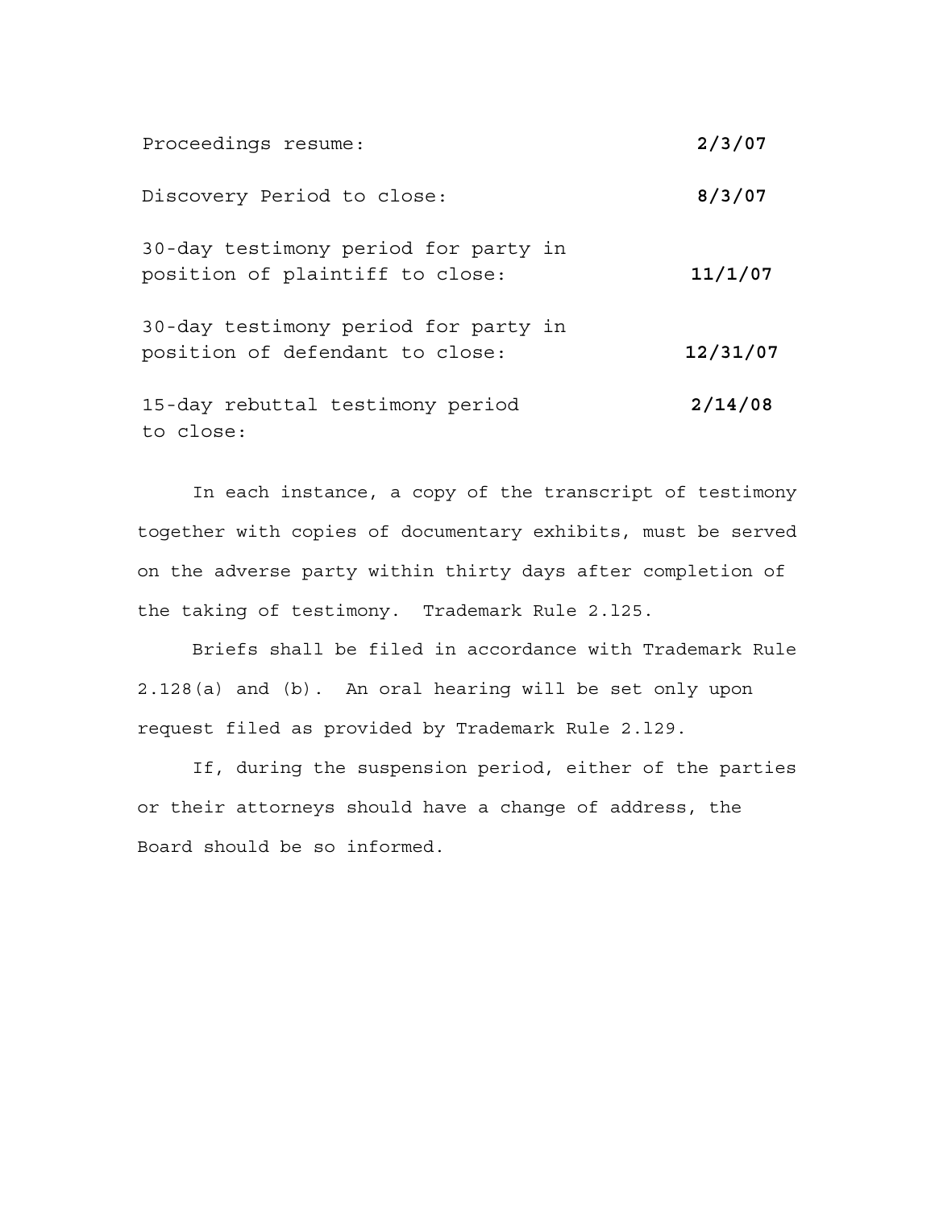| | |
|---|---|
| Proceedings resume: | **2/3/07** |
| Discovery Period to close: | **8/3/07** |
| 30-day testimony period for party in position of plaintiff to close: | **11/1/07** |
| 30-day testimony period for party in position of defendant to close: | **12/31/07** |
| 15-day rebuttal testimony period to close: | **2/14/08** |

In each instance, a copy of the transcript of testimony together with copies of documentary exhibits, must be served on the adverse party within thirty days after completion of the taking of testimony. Trademark Rule 2.l25.

Briefs shall be filed in accordance with Trademark Rule 2.128(a) and (b). An oral hearing will be set only upon request filed as provided by Trademark Rule 2.l29.

If, during the suspension period, either of the parties or their attorneys should have a change of address, the Board should be so informed.